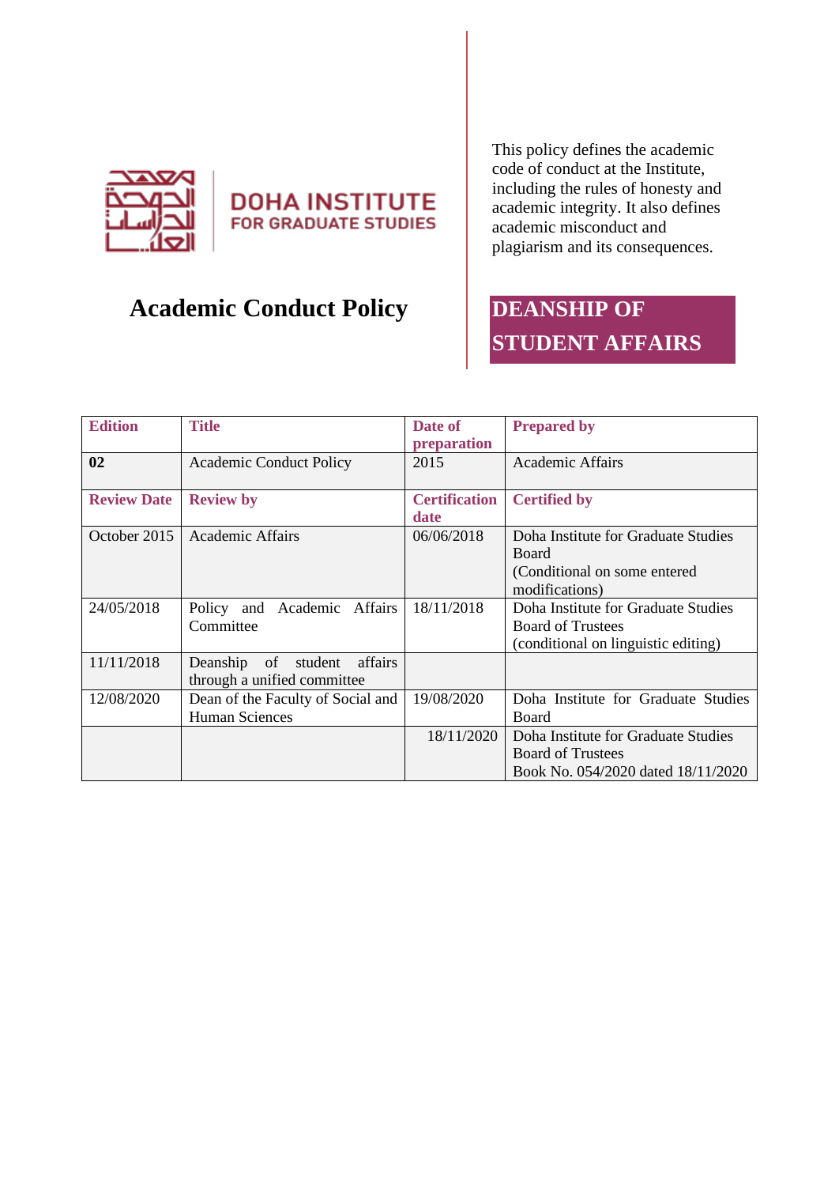DOHA INSTITUTE FOR GRADUATE STUDIES

# Academic Conduct Policy

This policy defines the academic code of conduct at the Institute, including the rules of honesty and academic integrity. It also defines academic misconduct and plagiarism and its consequences.

## DEANSHIP OF STUDENT AFFAIRS

| Edition | Title | Date of preparation | Prepared by |
|---|---|---|---|
| **02** | Academic Conduct Policy | 2015 | Academic Affairs |
| **Review Date** | **Review by** | **Certification date** | **Certified by** |
| October 2015 | Academic Affairs | 06/06/2018 | Doha Institute for Graduate Studies Board (Conditional on some entered modifications) |
| 24/05/2018 | Policy and Academic Affairs Committee | 18/11/2018 | Doha Institute for Graduate Studies Board of Trustees (conditional on linguistic editing) |
| 11/11/2018 | Deanship of student affairs through a unified committee | | |
| 12/08/2020 | Dean of the Faculty of Social and Human Sciences | 19/08/2020 | Doha Institute for Graduate Studies Board |
| | | 18/11/2020 | Doha Institute for Graduate Studies Board of Trustees Book No. 054/2020 dated 18/11/2020 |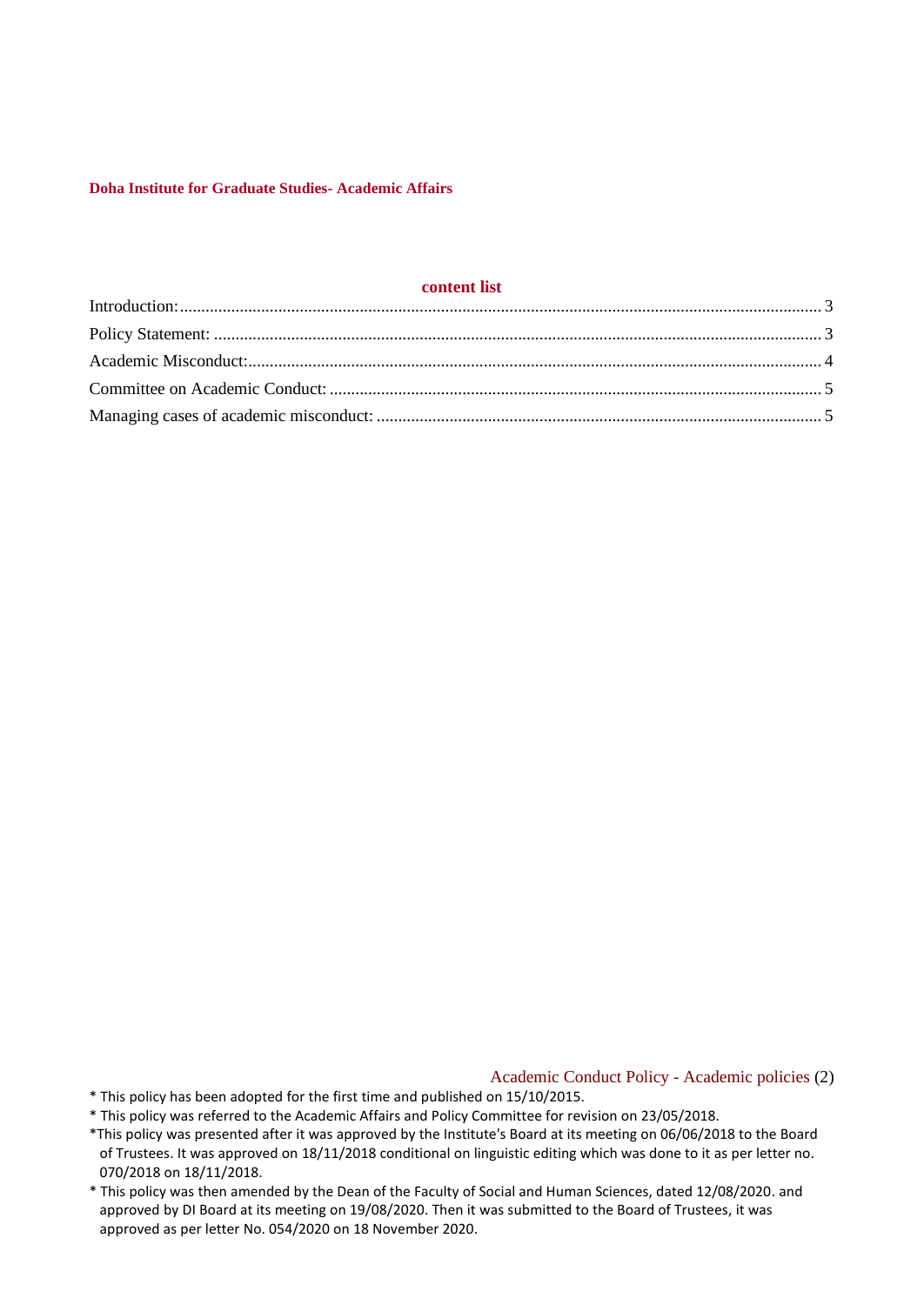**Doha Institute for Graduate Studies- Academic Affairs**

## content list

Introduction: 3

Policy Statement: 3

Academic Misconduct: 4

Committee on Academic Conduct: 5

Managing cases of academic misconduct: 5

Academic Conduct Policy - Academic policies (2)

* This policy has been adopted for the first time and published on 15/10/2015.
* This policy was referred to the Academic Affairs and Policy Committee for revision on 23/05/2018.
*This policy was presented after it was approved by the Institute's Board at its meeting on 06/06/2018 to the Board of Trustees. It was approved on 18/11/2018 conditional on linguistic editing which was done to it as per letter no. 070/2018 on 18/11/2018.
* This policy was then amended by the Dean of the Faculty of Social and Human Sciences, dated 12/08/2020. and approved by DI Board at its meeting on 19/08/2020. Then it was submitted to the Board of Trustees, it was approved as per letter No. 054/2020 on 18 November 2020.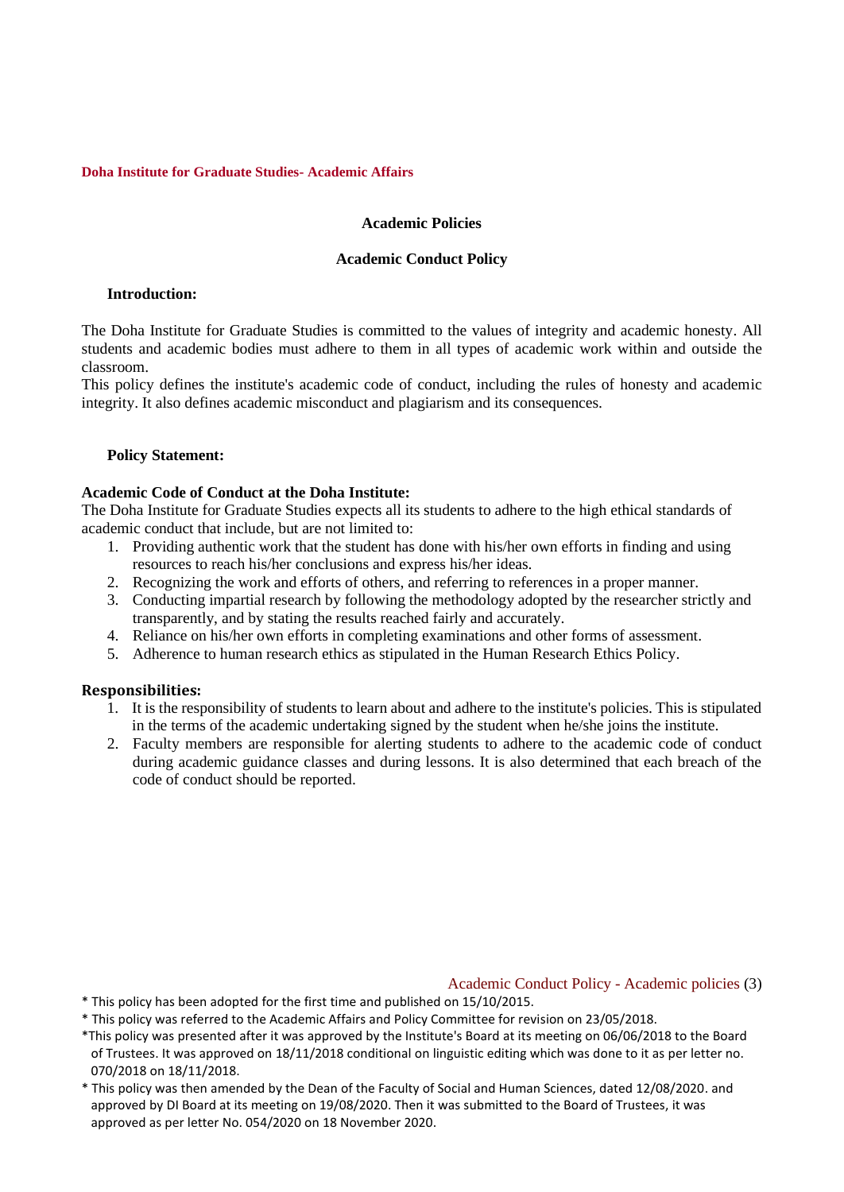**Doha Institute for Graduate Studies- Academic Affairs**

## Academic Policies

## Academic Conduct Policy

### Introduction:

The Doha Institute for Graduate Studies is committed to the values of integrity and academic honesty. All students and academic bodies must adhere to them in all types of academic work within and outside the classroom.

This policy defines the institute's academic code of conduct, including the rules of honesty and academic integrity. It also defines academic misconduct and plagiarism and its consequences.

### Policy Statement:

**Academic Code of Conduct at the Doha Institute:**

The Doha Institute for Graduate Studies expects all its students to adhere to the high ethical standards of academic conduct that include, but are not limited to:

1. Providing authentic work that the student has done with his/her own efforts in finding and using resources to reach his/her conclusions and express his/her ideas.
2. Recognizing the work and efforts of others, and referring to references in a proper manner.
3. Conducting impartial research by following the methodology adopted by the researcher strictly and transparently, and by stating the results reached fairly and accurately.
4. Reliance on his/her own efforts in completing examinations and other forms of assessment.
5. Adherence to human research ethics as stipulated in the Human Research Ethics Policy.

### Responsibilities:

1. It is the responsibility of students to learn about and adhere to the institute's policies. This is stipulated in the terms of the academic undertaking signed by the student when he/she joins the institute.
2. Faculty members are responsible for alerting students to adhere to the academic code of conduct during academic guidance classes and during lessons. It is also determined that each breach of the code of conduct should be reported.

\* This policy has been adopted for the first time and published on 15/10/2015.

\* This policy was referred to the Academic Affairs and Policy Committee for revision on 23/05/2018.

\*This policy was presented after it was approved by the Institute's Board at its meeting on 06/06/2018 to the Board of Trustees. It was approved on 18/11/2018 conditional on linguistic editing which was done to it as per letter no. 070/2018 on 18/11/2018.

\* This policy was then amended by the Dean of the Faculty of Social and Human Sciences, dated 12/08/2020. and approved by DI Board at its meeting on 19/08/2020. Then it was submitted to the Board of Trustees, it was approved as per letter No. 054/2020 on 18 November 2020.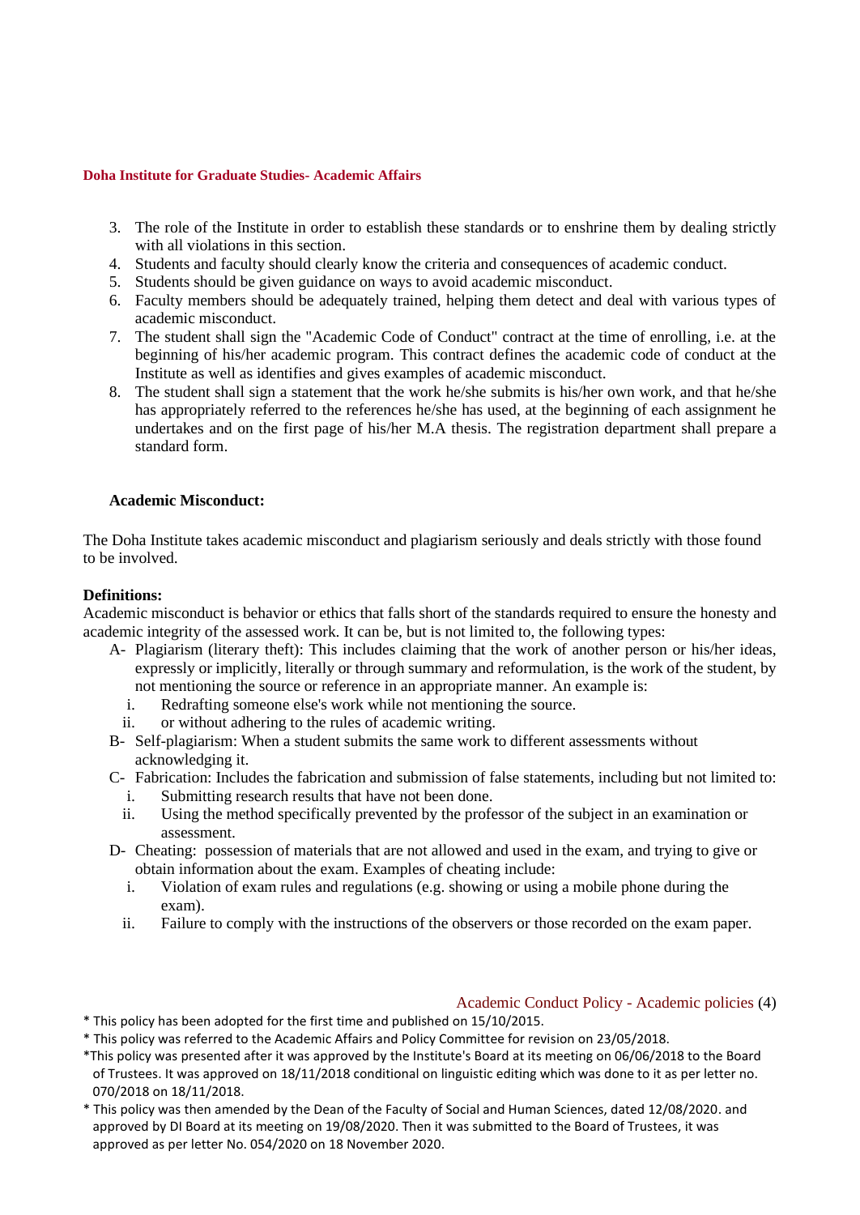3. The role of the Institute in order to establish these standards or to enshrine them by dealing strictly with all violations in this section.
4. Students and faculty should clearly know the criteria and consequences of academic conduct.
5. Students should be given guidance on ways to avoid academic misconduct.
6. Faculty members should be adequately trained, helping them detect and deal with various types of academic misconduct.
7. The student shall sign the "Academic Code of Conduct" contract at the time of enrolling, i.e. at the beginning of his/her academic program. This contract defines the academic code of conduct at the Institute as well as identifies and gives examples of academic misconduct.
8. The student shall sign a statement that the work he/she submits is his/her own work, and that he/she has appropriately referred to the references he/she has used, at the beginning of each assignment he undertakes and on the first page of his/her M.A thesis. The registration department shall prepare a standard form.

### Academic Misconduct:

The Doha Institute takes academic misconduct and plagiarism seriously and deals strictly with those found to be involved.

**Definitions:**

Academic misconduct is behavior or ethics that falls short of the standards required to ensure the honesty and academic integrity of the assessed work. It can be, but is not limited to, the following types:

- A- Plagiarism (literary theft): This includes claiming that the work of another person or his/her ideas, expressly or implicitly, literally or through summary and reformulation, is the work of the student, by not mentioning the source or reference in an appropriate manner. An example is:
  - i. Redrafting someone else's work while not mentioning the source.
  - ii. or without adhering to the rules of academic writing.
- B- Self-plagiarism: When a student submits the same work to different assessments without acknowledging it.
- C- Fabrication: Includes the fabrication and submission of false statements, including but not limited to:
  - i. Submitting research results that have not been done.
  - ii. Using the method specifically prevented by the professor of the subject in an examination or assessment.
- D- Cheating: possession of materials that are not allowed and used in the exam, and trying to give or obtain information about the exam. Examples of cheating include:
  - i. Violation of exam rules and regulations (e.g. showing or using a mobile phone during the exam).
  - ii. Failure to comply with the instructions of the observers or those recorded on the exam paper.

\* This policy has been adopted for the first time and published on 15/10/2015.

\* This policy was referred to the Academic Affairs and Policy Committee for revision on 23/05/2018.

\*This policy was presented after it was approved by the Institute's Board at its meeting on 06/06/2018 to the Board of Trustees. It was approved on 18/11/2018 conditional on linguistic editing which was done to it as per letter no. 070/2018 on 18/11/2018.

\* This policy was then amended by the Dean of the Faculty of Social and Human Sciences, dated 12/08/2020. and approved by DI Board at its meeting on 19/08/2020. Then it was submitted to the Board of Trustees, it was approved as per letter No. 054/2020 on 18 November 2020.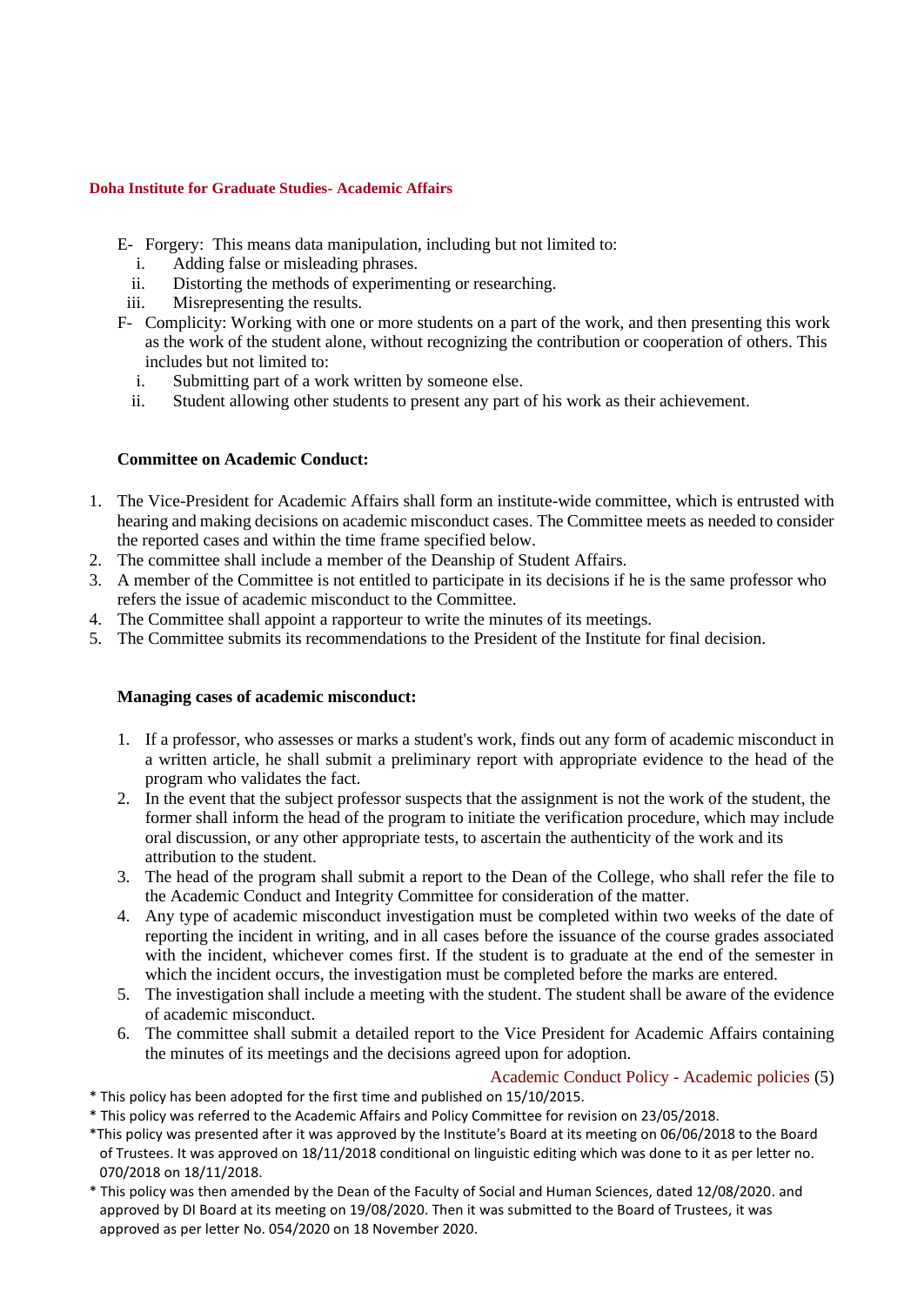E- Forgery: This means data manipulation, including but not limited to:

i. Adding false or misleading phrases.
ii. Distorting the methods of experimenting or researching.
iii. Misrepresenting the results.

F- Complicity: Working with one or more students on a part of the work, and then presenting this work as the work of the student alone, without recognizing the contribution or cooperation of others. This includes but not limited to:

i. Submitting part of a work written by someone else.
ii. Student allowing other students to present any part of his work as their achievement.

**Committee on Academic Conduct:**

1. The Vice-President for Academic Affairs shall form an institute-wide committee, which is entrusted with hearing and making decisions on academic misconduct cases. The Committee meets as needed to consider the reported cases and within the time frame specified below.
2. The committee shall include a member of the Deanship of Student Affairs.
3. A member of the Committee is not entitled to participate in its decisions if he is the same professor who refers the issue of academic misconduct to the Committee.
4. The Committee shall appoint a rapporteur to write the minutes of its meetings.
5. The Committee submits its recommendations to the President of the Institute for final decision.

**Managing cases of academic misconduct:**

1. If a professor, who assesses or marks a student's work, finds out any form of academic misconduct in a written article, he shall submit a preliminary report with appropriate evidence to the head of the program who validates the fact.
2. In the event that the subject professor suspects that the assignment is not the work of the student, the former shall inform the head of the program to initiate the verification procedure, which may include oral discussion, or any other appropriate tests, to ascertain the authenticity of the work and its attribution to the student.
3. The head of the program shall submit a report to the Dean of the College, who shall refer the file to the Academic Conduct and Integrity Committee for consideration of the matter.
4. Any type of academic misconduct investigation must be completed within two weeks of the date of reporting the incident in writing, and in all cases before the issuance of the course grades associated with the incident, whichever comes first. If the student is to graduate at the end of the semester in which the incident occurs, the investigation must be completed before the marks are entered.
5. The investigation shall include a meeting with the student. The student shall be aware of the evidence of academic misconduct.
6. The committee shall submit a detailed report to the Vice President for Academic Affairs containing the minutes of its meetings and the decisions agreed upon for adoption.

* This policy has been adopted for the first time and published on 15/10/2015.
* This policy was referred to the Academic Affairs and Policy Committee for revision on 23/05/2018.
*This policy was presented after it was approved by the Institute's Board at its meeting on 06/06/2018 to the Board of Trustees. It was approved on 18/11/2018 conditional on linguistic editing which was done to it as per letter no. 070/2018 on 18/11/2018.
* This policy was then amended by the Dean of the Faculty of Social and Human Sciences, dated 12/08/2020. and approved by DI Board at its meeting on 19/08/2020. Then it was submitted to the Board of Trustees, it was approved as per letter No. 054/2020 on 18 November 2020.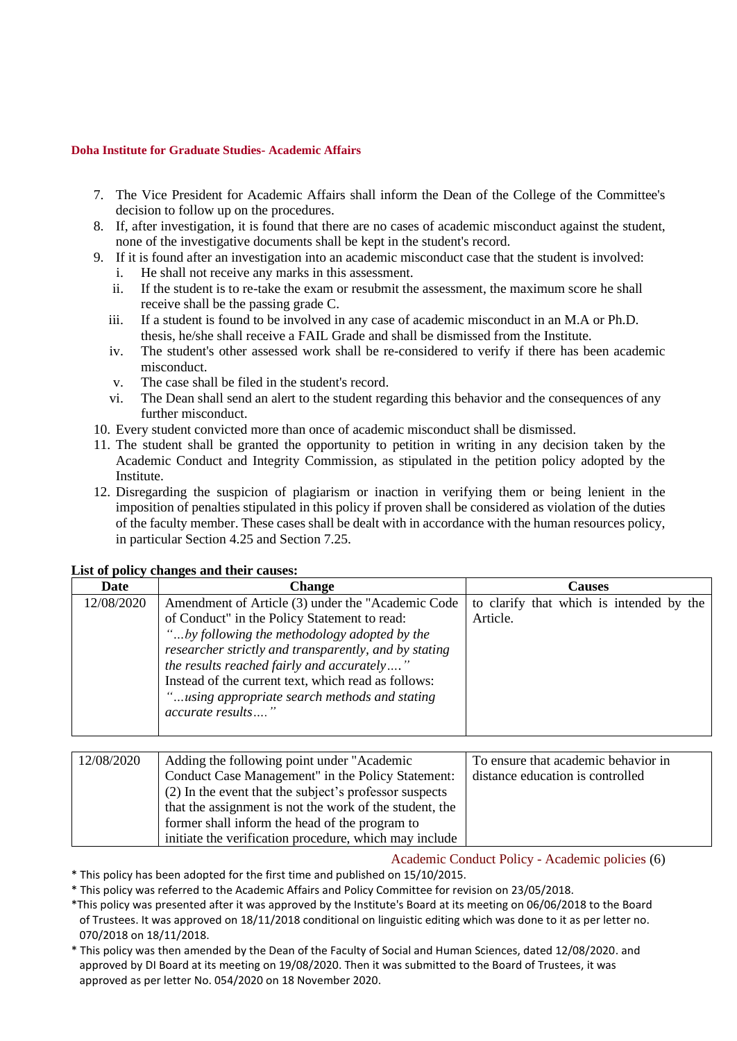7. The Vice President for Academic Affairs shall inform the Dean of the College of the Committee's decision to follow up on the procedures.
8. If, after investigation, it is found that there are no cases of academic misconduct against the student, none of the investigative documents shall be kept in the student's record.
9. If it is found after an investigation into an academic misconduct case that the student is involved:
   i. He shall not receive any marks in this assessment.
   ii. If the student is to re-take the exam or resubmit the assessment, the maximum score he shall receive shall be the passing grade C.
   iii. If a student is found to be involved in any case of academic misconduct in an M.A or Ph.D. thesis, he/she shall receive a FAIL Grade and shall be dismissed from the Institute.
   iv. The student's other assessed work shall be re-considered to verify if there has been academic misconduct.
   v. The case shall be filed in the student's record.
   vi. The Dean shall send an alert to the student regarding this behavior and the consequences of any further misconduct.
10. Every student convicted more than once of academic misconduct shall be dismissed.
11. The student shall be granted the opportunity to petition in writing in any decision taken by the Academic Conduct and Integrity Commission, as stipulated in the petition policy adopted by the Institute.
12. Disregarding the suspicion of plagiarism or inaction in verifying them or being lenient in the imposition of penalties stipulated in this policy if proven shall be considered as violation of the duties of the faculty member. These cases shall be dealt with in accordance with the human resources policy, in particular Section 4.25 and Section 7.25.

**List of policy changes and their causes:**

| Date | Change | Causes |
|---|---|---|
| 12/08/2020 | Amendment of Article (3) under the "Academic Code of Conduct" in the Policy Statement to read: *"...by following the methodology adopted by the researcher strictly and transparently, and by stating the results reached fairly and accurately...."* Instead of the current text, which read as follows: *"...using appropriate search methods and stating accurate results...."* | to clarify that which is intended by the Article. |
| 12/08/2020 | Adding the following point under "Academic Conduct Case Management" in the Policy Statement: (2) In the event that the subject's professor suspects that the assignment is not the work of the student, the former shall inform the head of the program to initiate the verification procedure, which may include | To ensure that academic behavior in distance education is controlled |

\* This policy has been adopted for the first time and published on 15/10/2015.

\* This policy was referred to the Academic Affairs and Policy Committee for revision on 23/05/2018.

\*This policy was presented after it was approved by the Institute's Board at its meeting on 06/06/2018 to the Board of Trustees. It was approved on 18/11/2018 conditional on linguistic editing which was done to it as per letter no. 070/2018 on 18/11/2018.

\* This policy was then amended by the Dean of the Faculty of Social and Human Sciences, dated 12/08/2020. and approved by DI Board at its meeting on 19/08/2020. Then it was submitted to the Board of Trustees, it was approved as per letter No. 054/2020 on 18 November 2020.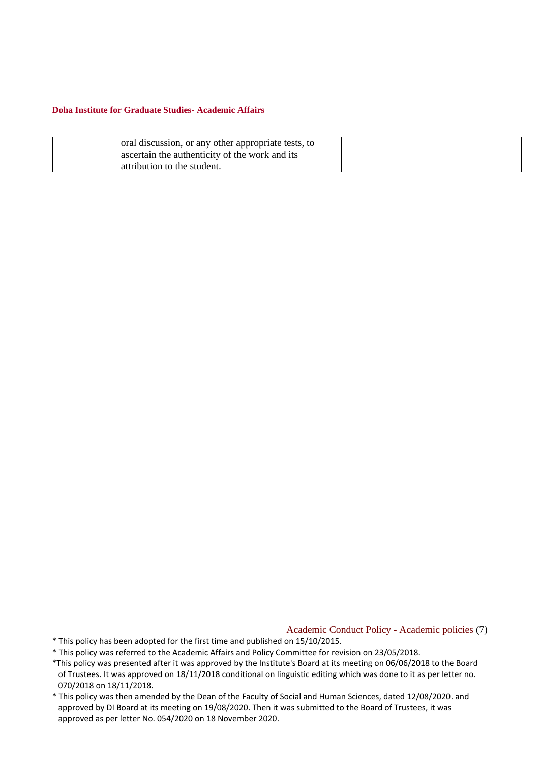| | | |
|---|---|---|
| | oral discussion, or any other appropriate tests, to ascertain the authenticity of the work and its attribution to the student. | |

* This policy has been adopted for the first time and published on 15/10/2015.
* This policy was referred to the Academic Affairs and Policy Committee for revision on 23/05/2018.
*This policy was presented after it was approved by the Institute's Board at its meeting on 06/06/2018 to the Board of Trustees. It was approved on 18/11/2018 conditional on linguistic editing which was done to it as per letter no. 070/2018 on 18/11/2018.
* This policy was then amended by the Dean of the Faculty of Social and Human Sciences, dated 12/08/2020. and approved by DI Board at its meeting on 19/08/2020. Then it was submitted to the Board of Trustees, it was approved as per letter No. 054/2020 on 18 November 2020.